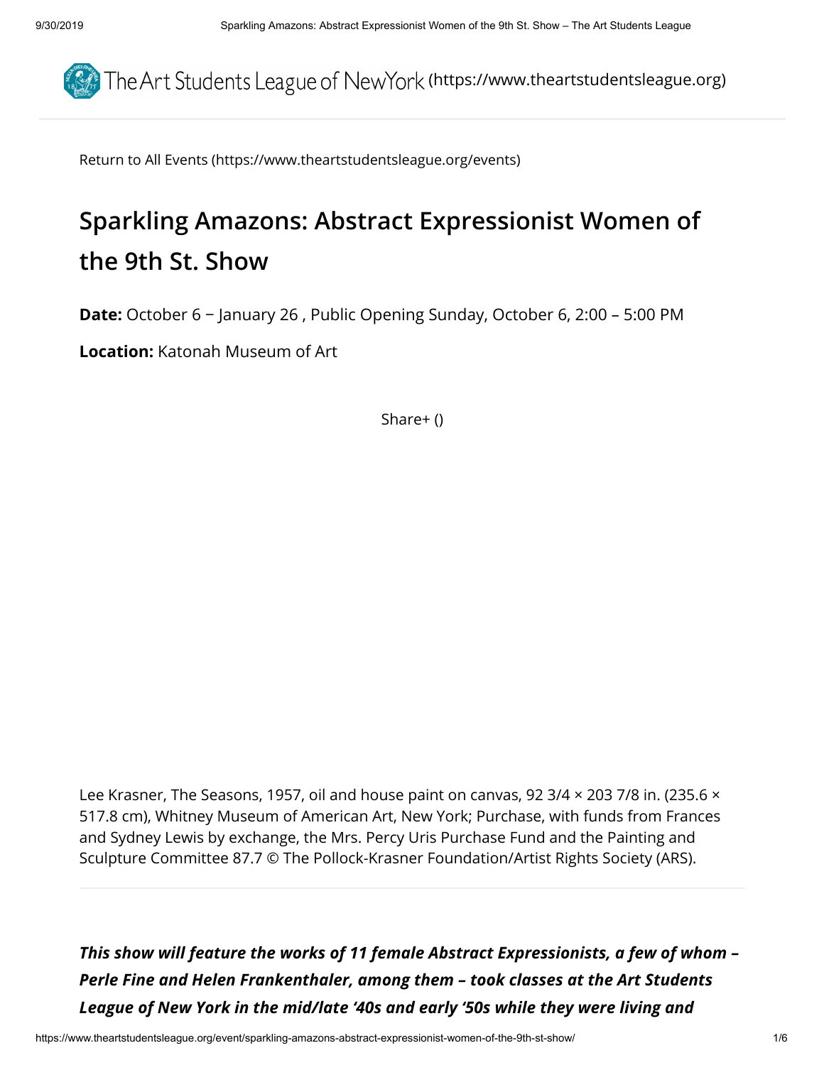The Art Students League of New York (https://www.theartstudentsleague.org)

Return to All Events (https://www.theartstudentsleague.org/events)

# Sparkling Amazons: Abstract Expressionist Women of the 9th St. Show

**Date:** October 6 − January 26 , Public Opening Sunday, October 6, 2:00 – 5:00 PM

**Location:** Katonah Museum of Art

Share+ ()

Lee Krasner, The Seasons, 1957, oil and house paint on canvas, 92 3/4 × 203 7/8 in. (235.6 × 517.8 cm), Whitney Museum of American Art, New York; Purchase, with funds from Frances and Sydney Lewis by exchange, the Mrs. Percy Uris Purchase Fund and the Painting and Sculpture Committee 87.7 © The Pollock-Krasner Foundation/Artist Rights Society (ARS).

***This show will feature the works of 11 female Abstract Expressionists, a few of whom – Perle Fine and Helen Frankenthaler, among them – took classes at the Art Students League of New York in the mid/late '40s and early '50s while they were living and***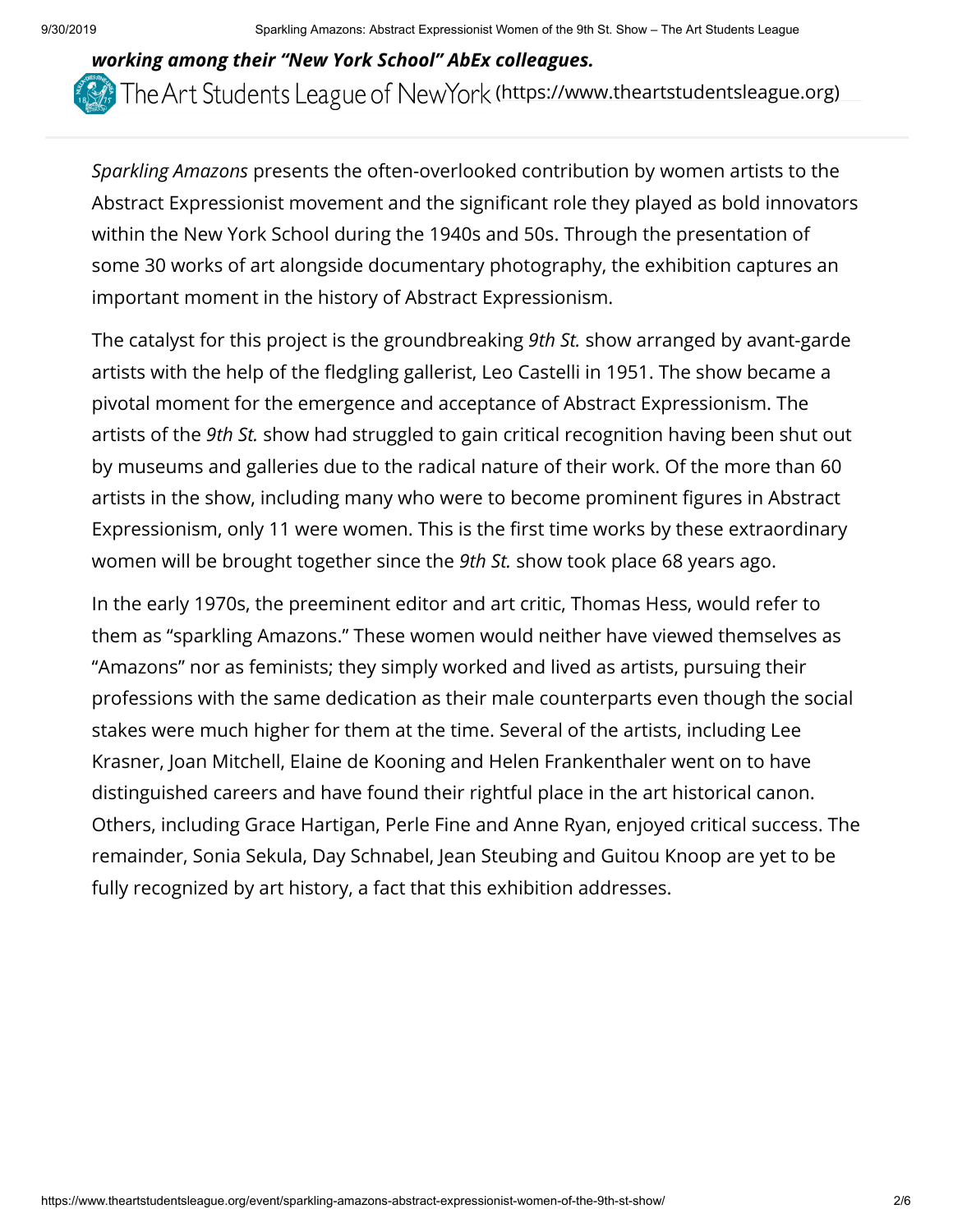***working among their "New York School" AbEx colleagues.***

*Sparkling Amazons* presents the often-overlooked contribution by women artists to the Abstract Expressionist movement and the significant role they played as bold innovators within the New York School during the 1940s and 50s. Through the presentation of some 30 works of art alongside documentary photography, the exhibition captures an important moment in the history of Abstract Expressionism.

The catalyst for this project is the groundbreaking *9th St.* show arranged by avant-garde artists with the help of the fledgling gallerist, Leo Castelli in 1951. The show became a pivotal moment for the emergence and acceptance of Abstract Expressionism. The artists of the *9th St.* show had struggled to gain critical recognition having been shut out by museums and galleries due to the radical nature of their work. Of the more than 60 artists in the show, including many who were to become prominent figures in Abstract Expressionism, only 11 were women. This is the first time works by these extraordinary women will be brought together since the *9th St.* show took place 68 years ago.

In the early 1970s, the preeminent editor and art critic, Thomas Hess, would refer to them as "sparkling Amazons." These women would neither have viewed themselves as "Amazons" nor as feminists; they simply worked and lived as artists, pursuing their professions with the same dedication as their male counterparts even though the social stakes were much higher for them at the time. Several of the artists, including Lee Krasner, Joan Mitchell, Elaine de Kooning and Helen Frankenthaler went on to have distinguished careers and have found their rightful place in the art historical canon. Others, including Grace Hartigan, Perle Fine and Anne Ryan, enjoyed critical success. The remainder, Sonia Sekula, Day Schnabel, Jean Steubing and Guitou Knoop are yet to be fully recognized by art history, a fact that this exhibition addresses.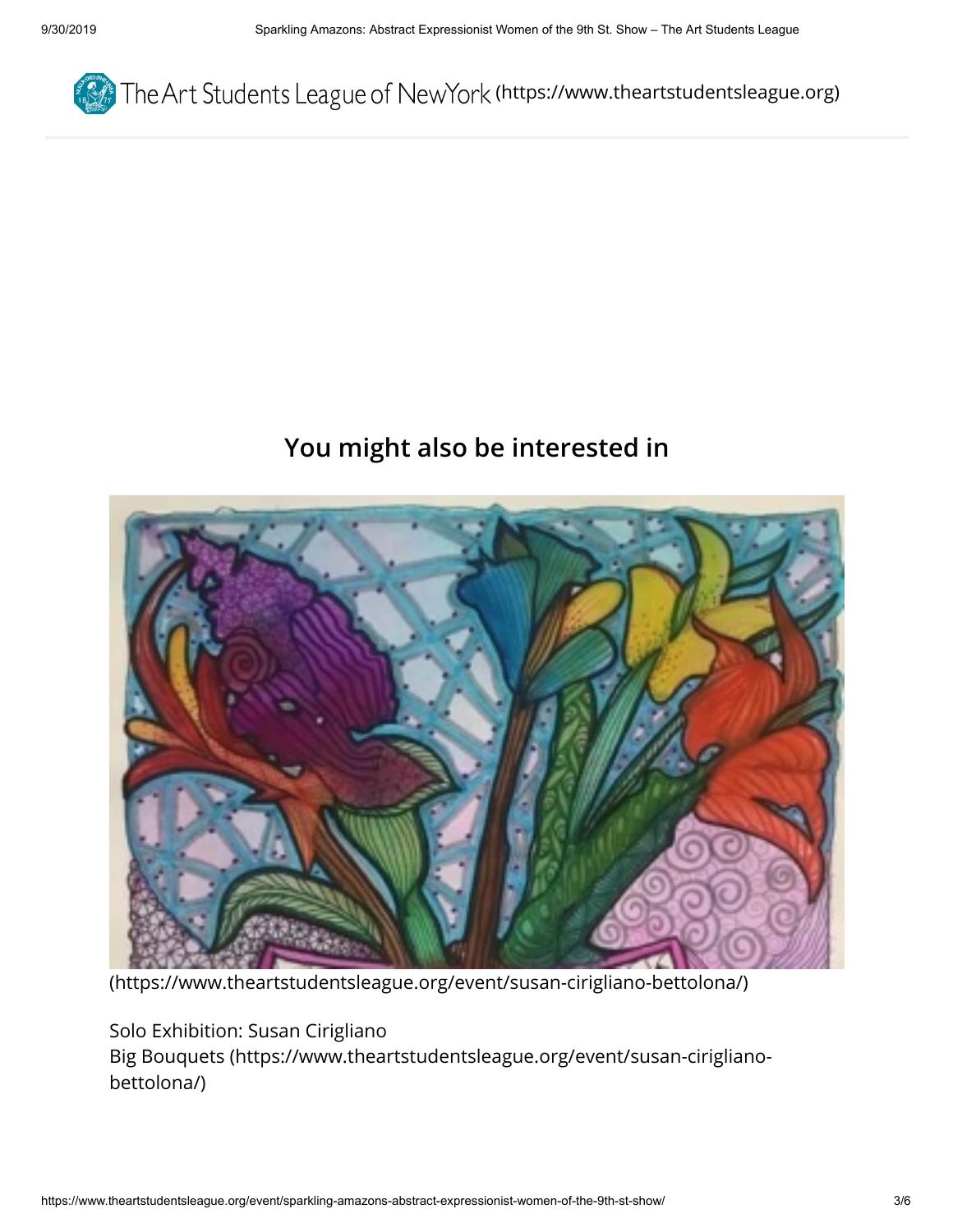The Art Students League of New York (https://www.theartstudentsleague.org)

## You might also be interested in

(https://www.theartstudentsleague.org/event/susan-cirigliano-bettolona/)

Solo Exhibition: Susan Cirigliano
Big Bouquets (https://www.theartstudentsleague.org/event/susan-cirigliano-bettolona/)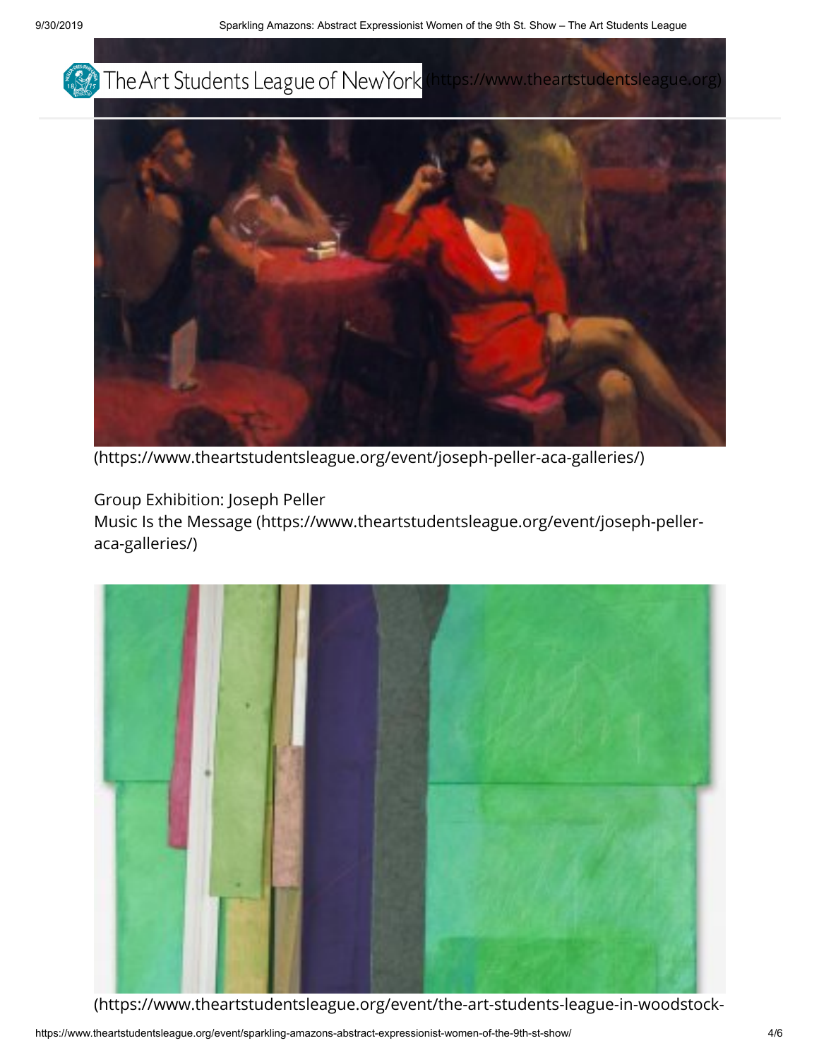The Art Students League of New York (https://www.theartstudentsleague.org)

(https://www.theartstudentsleague.org/event/joseph-peller-aca-galleries/)

Group Exhibition: Joseph Peller
Music Is the Message (https://www.theartstudentsleague.org/event/joseph-peller-aca-galleries/)

(https://www.theartstudentsleague.org/event/the-art-students-league-in-woodstock-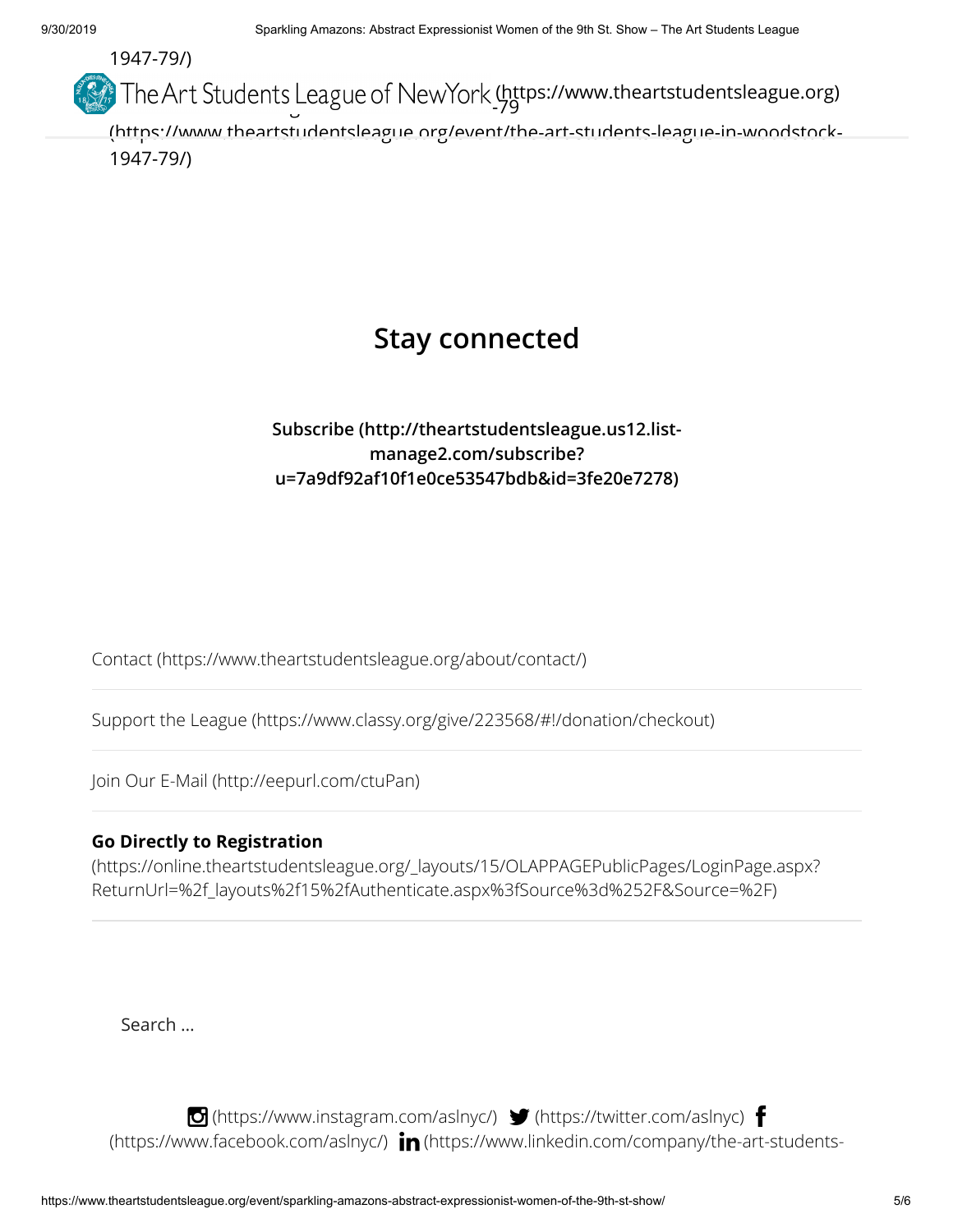1947-79/)

The Art Students League of New York (https://www.theartstudentsleague.org)

(https://www.theartstudentsleague.org/event/the-art-students-league-in-woodstock-1947-79/)

## Stay connected

**Subscribe (http://theartstudentsleague.us12.list-manage2.com/subscribe?u=7a9df92af10f1e0ce53547bdb&id=3fe20e7278)**

Contact (https://www.theartstudentsleague.org/about/contact/)

Support the League (https://www.classy.org/give/223568/#!/donation/checkout)

Join Our E-Mail (http://eepurl.com/ctuPan)

**Go Directly to Registration**
(https://online.theartstudentsleague.org/_layouts/15/OLAPPAGEPublicPages/LoginPage.aspx?ReturnUrl=%2f_layouts%2f15%2fAuthenticate.aspx%3fSource%3d%252F&Source=%2F)

Search …

(https://www.instagram.com/aslnyc/) (https://twitter.com/aslnyc) (https://www.facebook.com/aslnyc/) (https://www.linkedin.com/company/the-art-students-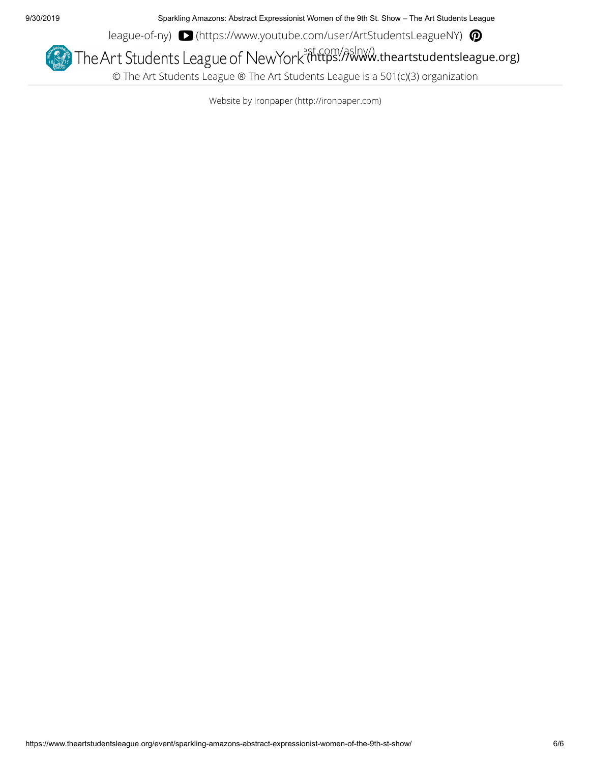league-of-ny) (https://www.youtube.com/user/ArtStudentsLeagueNY)

The Art Students League of New York (https://www.theartstudentsleague.org) est.com/aslny/)

© The Art Students League ® The Art Students League is a 501(c)(3) organization

Website by Ironpaper (http://ironpaper.com)